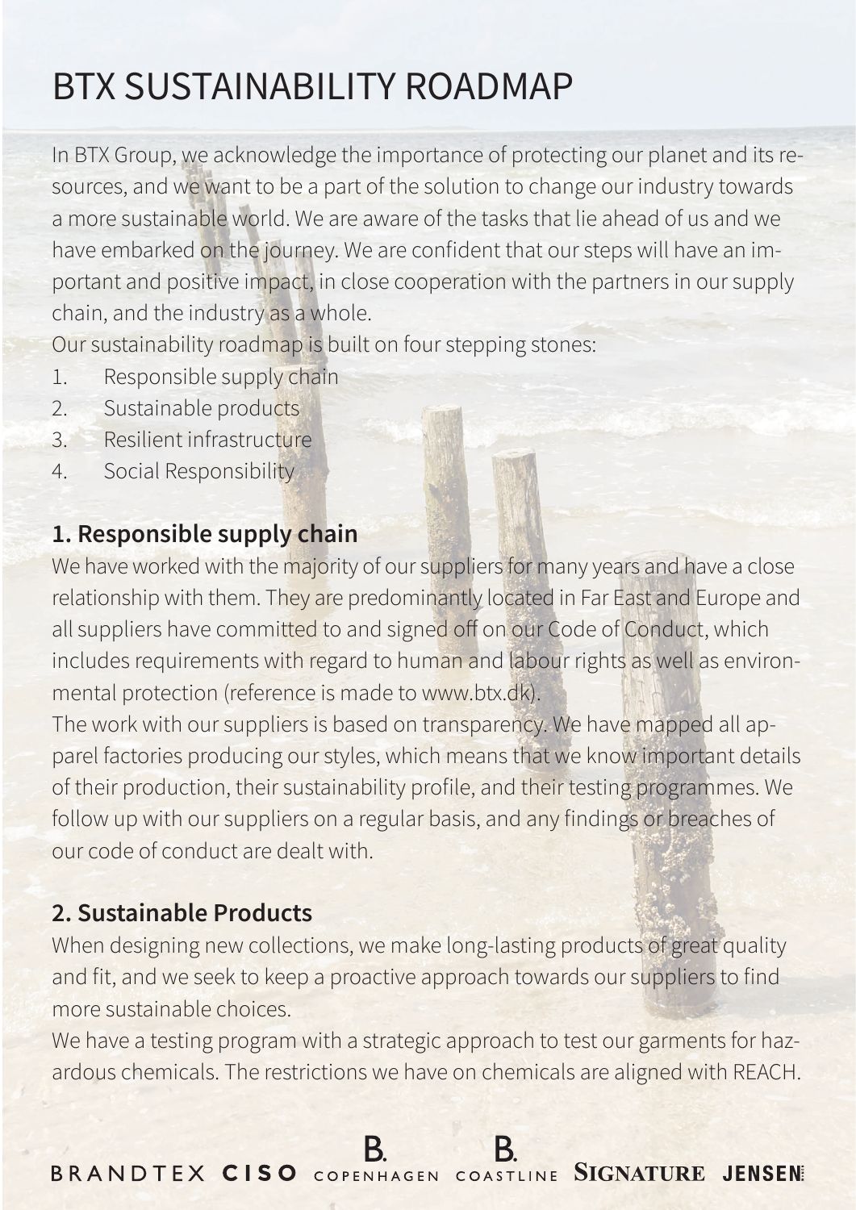# BTX SUSTAINABILITY ROADMAP

In BTX Group, we acknowledge the importance of protecting our planet and its resources, and we want to be a part of the solution to change our industry towards a more sustainable world. We are aware of the tasks that lie ahead of us and we have embarked on the journey. We are confident that our steps will have an important and positive impact, in close cooperation with the partners in our supply chain, and the industry as a whole.

Our sustainability roadmap is built on four stepping stones:

1. Responsible supply chain
2. Sustainable products
3. Resilient infrastructure
4. Social Responsibility

## 1. Responsible supply chain

We have worked with the majority of our suppliers for many years and have a close relationship with them. They are predominantly located in Far East and Europe and all suppliers have committed to and signed off on our Code of Conduct, which includes requirements with regard to human and labour rights as well as environmental protection (reference is made to www.btx.dk).

The work with our suppliers is based on transparency. We have mapped all apparel factories producing our styles, which means that we know important details of their production, their sustainability profile, and their testing programmes. We follow up with our suppliers on a regular basis, and any findings or breaches of our code of conduct are dealt with.

## 2. Sustainable Products

When designing new collections, we make long-lasting products of great quality and fit, and we seek to keep a proactive approach towards our suppliers to find more sustainable choices.

We have a testing program with a strategic approach to test our garments for hazardous chemicals. The restrictions we have on chemicals are aligned with REACH.

BRANDTEX CISO B. COPENHAGEN B. COASTLINE SIGNATURE JENSEN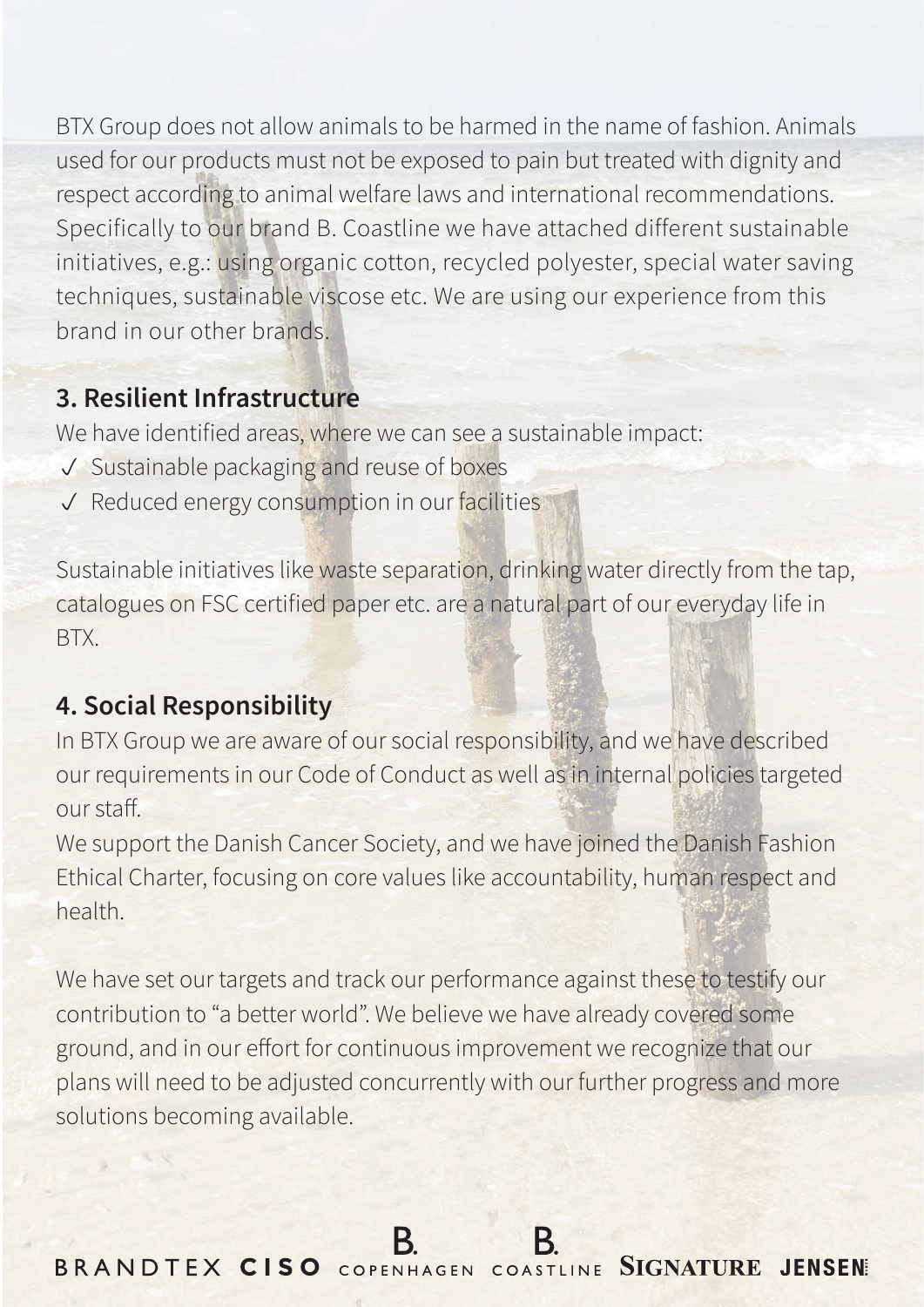BTX Group does not allow animals to be harmed in the name of fashion. Animals used for our products must not be exposed to pain but treated with dignity and respect according to animal welfare laws and international recommendations. Specifically to our brand B. Coastline we have attached different sustainable initiatives, e.g.: using organic cotton, recycled polyester, special water saving techniques, sustainable viscose etc. We are using our experience from this brand in our other brands.

## 3. Resilient Infrastructure

We have identified areas, where we can see a sustainable impact:

- ✓ Sustainable packaging and reuse of boxes
- ✓ Reduced energy consumption in our facilities

Sustainable initiatives like waste separation, drinking water directly from the tap, catalogues on FSC certified paper etc. are a natural part of our everyday life in BTX.

## 4. Social Responsibility

In BTX Group we are aware of our social responsibility, and we have described our requirements in our Code of Conduct as well as in internal policies targeted our staff.

We support the Danish Cancer Society, and we have joined the Danish Fashion Ethical Charter, focusing on core values like accountability, human respect and health.

We have set our targets and track our performance against these to testify our contribution to “a better world”. We believe we have already covered some ground, and in our effort for continuous improvement we recognize that our plans will need to be adjusted concurrently with our further progress and more solutions becoming available.

BRANDTEX CISO B. COPENHAGEN B. COASTLINE SIGNATURE JENSEN